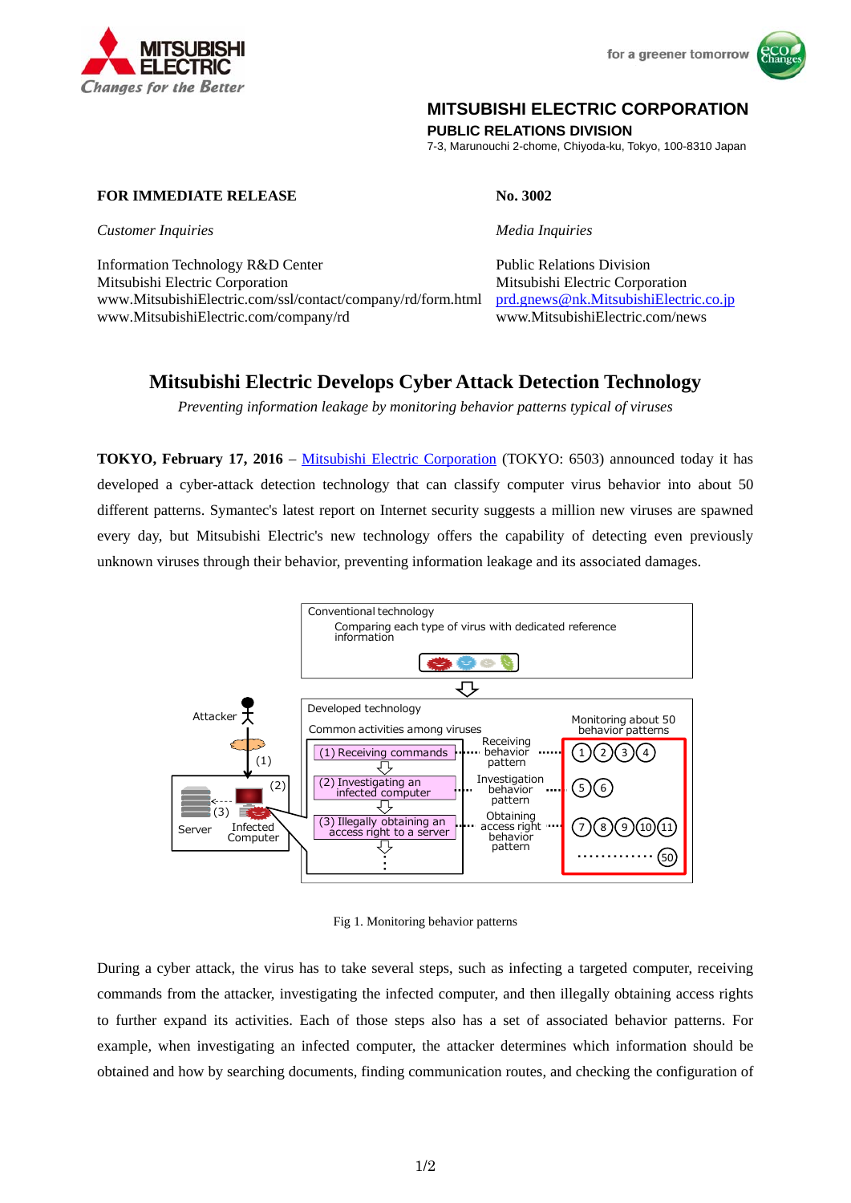MITSUBISHI ELECTRIC
*Changes for the Better*

for a greener tomorrow

**MITSUBISHI ELECTRIC CORPORATION**
**PUBLIC RELATIONS DIVISION**
7-3, Marunouchi 2-chome, Chiyoda-ku, Tokyo, 100-8310 Japan

**FOR IMMEDIATE RELEASE**

**No. 3002**

*Customer Inquiries*

Information Technology R&D Center
Mitsubishi Electric Corporation
www.MitsubishiElectric.com/ssl/contact/company/rd/form.html
www.MitsubishiElectric.com/company/rd

*Media Inquiries*

Public Relations Division
Mitsubishi Electric Corporation
prd.gnews@nk.MitsubishiElectric.co.jp
www.MitsubishiElectric.com/news

# Mitsubishi Electric Develops Cyber Attack Detection Technology

*Preventing information leakage by monitoring behavior patterns typical of viruses*

**TOKYO, February 17, 2016** – Mitsubishi Electric Corporation (TOKYO: 6503) announced today it has developed a cyber-attack detection technology that can classify computer virus behavior into about 50 different patterns. Symantec's latest report on Internet security suggests a million new viruses are spawned every day, but Mitsubishi Electric's new technology offers the capability of detecting even previously unknown viruses through their behavior, preventing information leakage and its associated damages.

Fig 1. Monitoring behavior patterns

During a cyber attack, the virus has to take several steps, such as infecting a targeted computer, receiving commands from the attacker, investigating the infected computer, and then illegally obtaining access rights to further expand its activities. Each of those steps also has a set of associated behavior patterns. For example, when investigating an infected computer, the attacker determines which information should be obtained and how by searching documents, finding communication routes, and checking the configuration of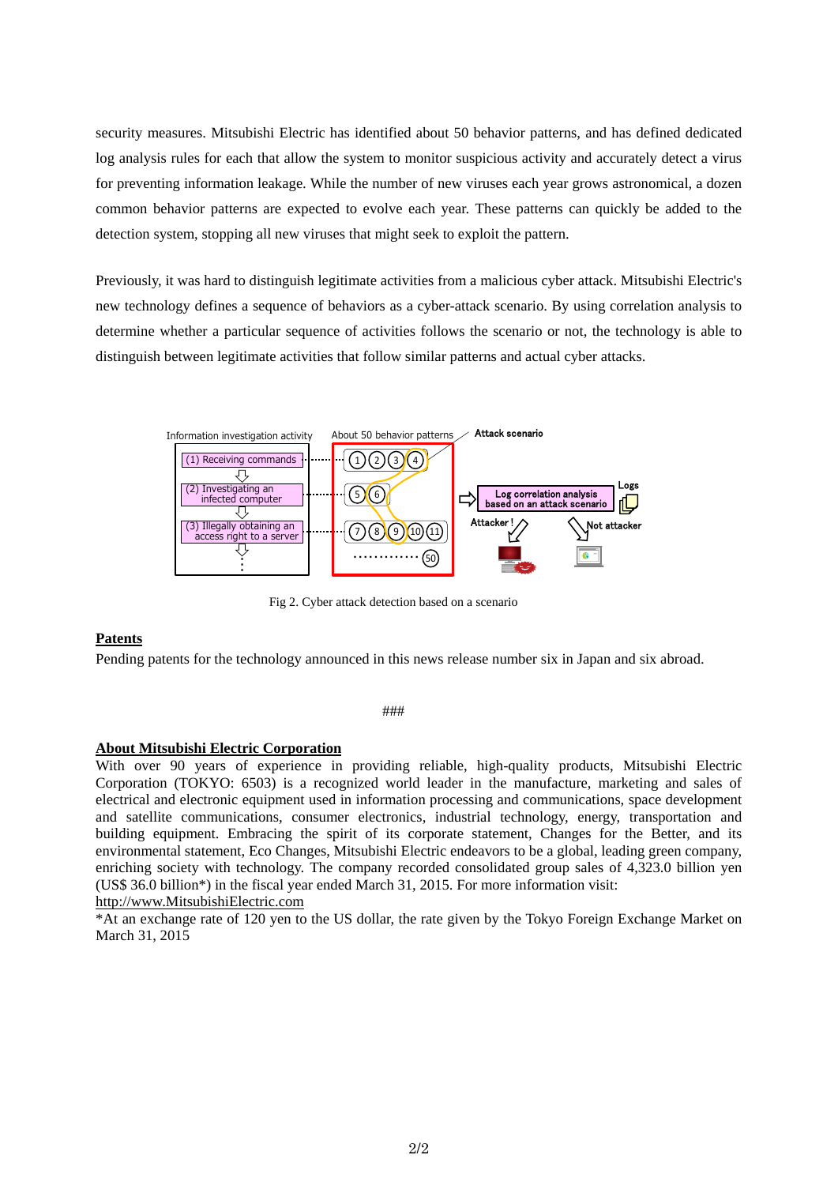security measures. Mitsubishi Electric has identified about 50 behavior patterns, and has defined dedicated log analysis rules for each that allow the system to monitor suspicious activity and accurately detect a virus for preventing information leakage. While the number of new viruses each year grows astronomical, a dozen common behavior patterns are expected to evolve each year. These patterns can quickly be added to the detection system, stopping all new viruses that might seek to exploit the pattern.

Previously, it was hard to distinguish legitimate activities from a malicious cyber attack. Mitsubishi Electric's new technology defines a sequence of behaviors as a cyber-attack scenario. By using correlation analysis to determine whether a particular sequence of activities follows the scenario or not, the technology is able to distinguish between legitimate activities that follow similar patterns and actual cyber attacks.

Information investigation activity

(1) Receiving commands

(2) Investigating an infected computer

(3) Illegally obtaining an access right to a server

About 50 behavior patterns

1 2 3 4

5 6

7 8 9 10 11

50

Attack scenario

Log correlation analysis based on an attack scenario

Logs

Attacker !

Not attacker

Fig 2. Cyber attack detection based on a scenario

**Patents**

Pending patents for the technology announced in this news release number six in Japan and six abroad.

###

**About Mitsubishi Electric Corporation**

With over 90 years of experience in providing reliable, high-quality products, Mitsubishi Electric Corporation (TOKYO: 6503) is a recognized world leader in the manufacture, marketing and sales of electrical and electronic equipment used in information processing and communications, space development and satellite communications, consumer electronics, industrial technology, energy, transportation and building equipment. Embracing the spirit of its corporate statement, Changes for the Better, and its environmental statement, Eco Changes, Mitsubishi Electric endeavors to be a global, leading green company, enriching society with technology. The company recorded consolidated group sales of 4,323.0 billion yen (US$ 36.0 billion*) in the fiscal year ended March 31, 2015. For more information visit:
http://www.MitsubishiElectric.com

*At an exchange rate of 120 yen to the US dollar, the rate given by the Tokyo Foreign Exchange Market on March 31, 2015